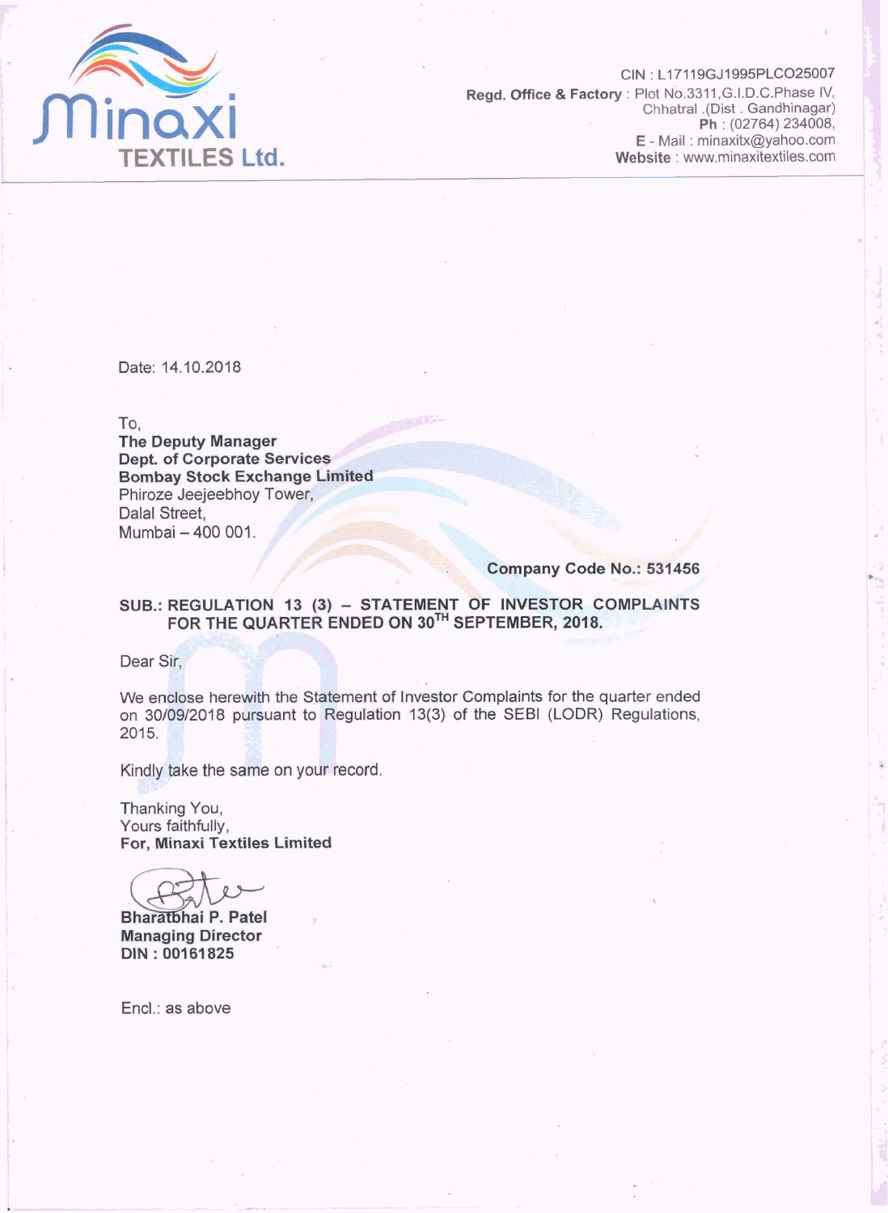**Minaxi TEXTILES Ltd.**

CIN : L17119GJ1995PLCO25007
**Regd. Office & Factory** : Plot No.3311,G.I.D.C.Phase IV, Chhatral .(Dist . Gandhinagar)
**Ph** : (02764) 234008,
E - Mail : minaxitx@yahoo.com
**Website** : www.minaxitextiles.com

Date: 14.10.2018

To,
**The Deputy Manager**
**Dept. of Corporate Services**
**Bombay Stock Exchange Limited**
Phiroze Jeejeebhoy Tower,
Dalal Street,
Mumbai – 400 001.

**Company Code No.: 531456**

**SUB.: REGULATION 13 (3) – STATEMENT OF INVESTOR COMPLAINTS FOR THE QUARTER ENDED ON 30TH SEPTEMBER, 2018.**

Dear Sir,

We enclose herewith the Statement of Investor Complaints for the quarter ended on 30/09/2018 pursuant to Regulation 13(3) of the SEBI (LODR) Regulations, 2015.

Kindly take the same on your record.

Thanking You,
Yours faithfully,
**For, Minaxi Textiles Limited**

**Bharatbhai P. Patel**
**Managing Director**
**DIN : 00161825**

Encl.: as above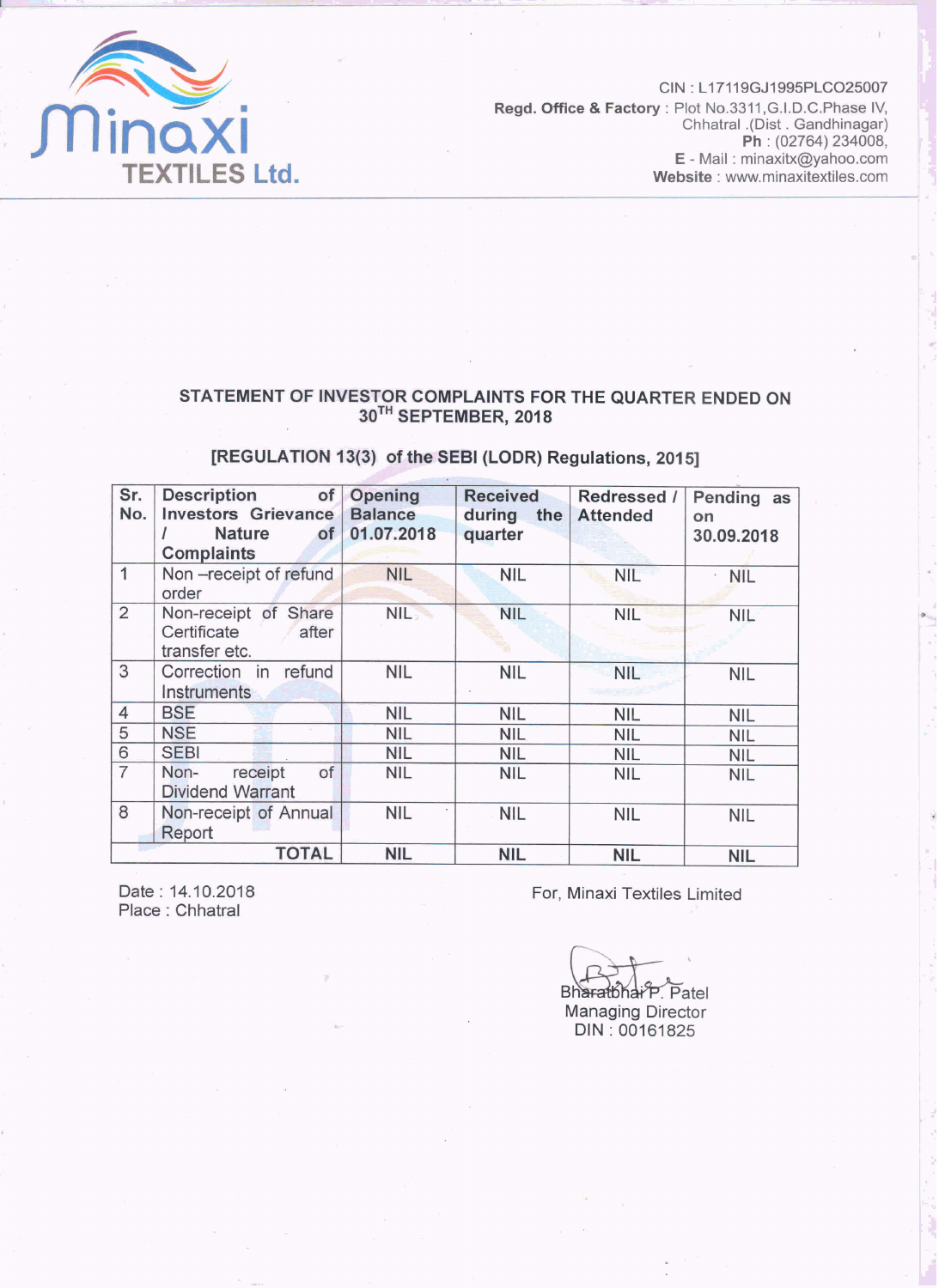**Minaxi TEXTILES Ltd.**

CIN : L17119GJ1995PLCO25007
**Regd. Office & Factory** : Plot No.3311,G.I.D.C.Phase IV, Chhatral .(Dist . Gandhinagar)
**Ph** : (02764) 234008,
**E - Mail** : minaxitx@yahoo.com
**Website** : www.minaxitextiles.com

**STATEMENT OF INVESTOR COMPLAINTS FOR THE QUARTER ENDED ON 30TH SEPTEMBER, 2018**

**[REGULATION 13(3) of the SEBI (LODR) Regulations, 2015]**

| Sr. No. | Description of Investors Grievance / Nature of Complaints | Opening Balance 01.07.2018 | Received during the quarter | Redressed / Attended | Pending as on 30.09.2018 |
|---|---|---|---|---|---|
| 1 | Non –receipt of refund order | NIL | NIL | NIL | NIL |
| 2 | Non-receipt of Share Certificate after transfer etc. | NIL | NIL | NIL | NIL |
| 3 | Correction in refund Instruments | NIL | NIL | NIL | NIL |
| 4 | BSE | NIL | NIL | NIL | NIL |
| 5 | NSE | NIL | NIL | NIL | NIL |
| 6 | SEBI | NIL | NIL | NIL | NIL |
| 7 | Non- receipt of Dividend Warrant | NIL | NIL | NIL | NIL |
| 8 | Non-receipt of Annual Report | NIL | NIL | NIL | NIL |
| | **TOTAL** | **NIL** | **NIL** | **NIL** | **NIL** |

Date : 14.10.2018
Place : Chhatral

For, Minaxi Textiles Limited

Bharatbhai P. Patel
Managing Director
DIN : 00161825